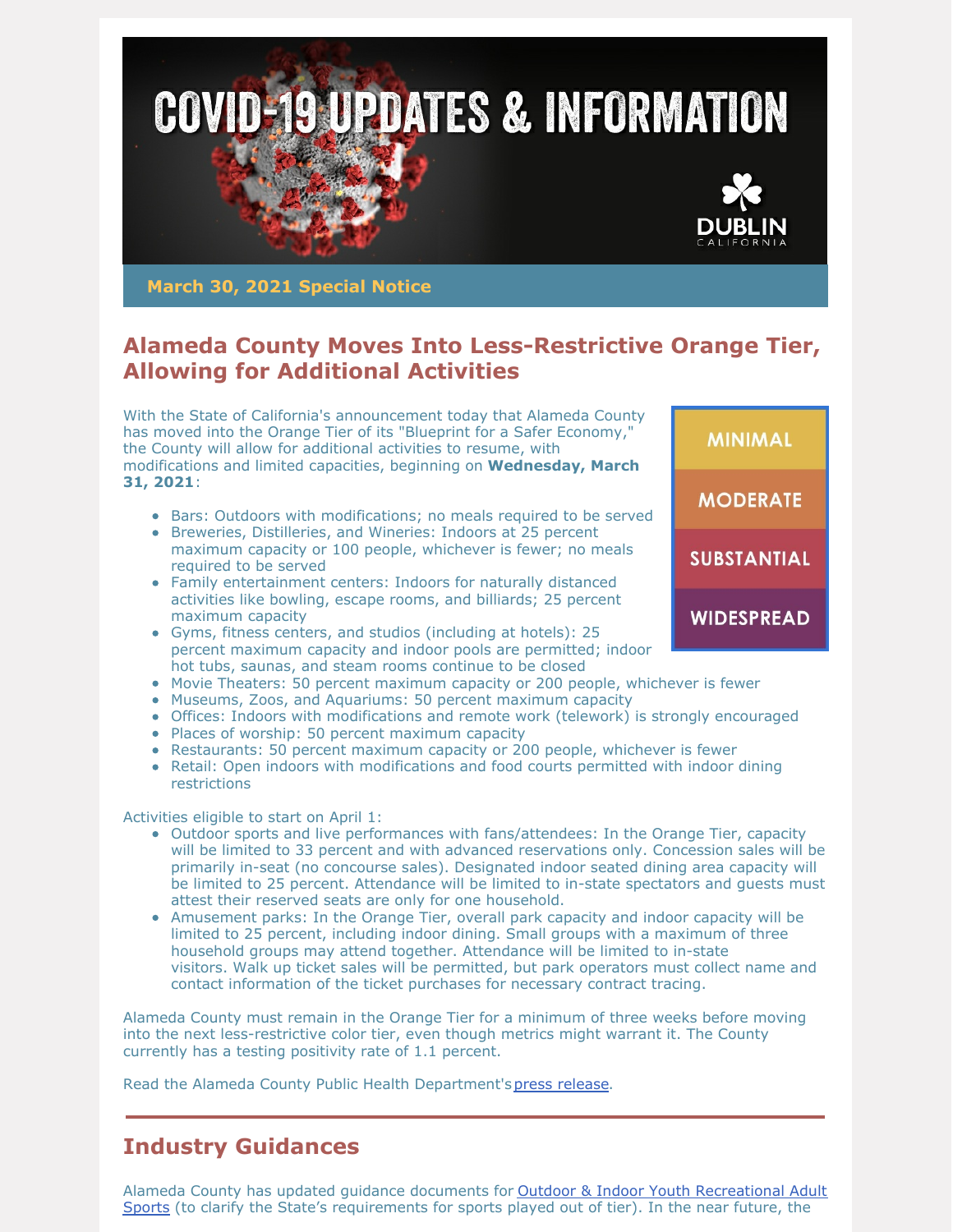# COVID-19 UPDATES & INFORMATION

DUBLIN CALIFORNIA

**March 30, 2021 Special Notice**

## Alameda County Moves Into Less-Restrictive Orange Tier, Allowing for Additional Activities

MINIMAL
MODERATE
SUBSTANTIAL
WIDESPREAD

With the State of California's announcement today that Alameda County has moved into the Orange Tier of its "Blueprint for a Safer Economy," the County will allow for additional activities to resume, with modifications and limited capacities, beginning on **Wednesday, March 31, 2021**:

- Bars: Outdoors with modifications; no meals required to be served
- Breweries, Distilleries, and Wineries: Indoors at 25 percent maximum capacity or 100 people, whichever is fewer; no meals required to be served
- Family entertainment centers: Indoors for naturally distanced activities like bowling, escape rooms, and billiards; 25 percent maximum capacity
- Gyms, fitness centers, and studios (including at hotels): 25 percent maximum capacity and indoor pools are permitted; indoor hot tubs, saunas, and steam rooms continue to be closed
- Movie Theaters: 50 percent maximum capacity or 200 people, whichever is fewer
- Museums, Zoos, and Aquariums: 50 percent maximum capacity
- Offices: Indoors with modifications and remote work (telework) is strongly encouraged
- Places of worship: 50 percent maximum capacity
- Restaurants: 50 percent maximum capacity or 200 people, whichever is fewer
- Retail: Open indoors with modifications and food courts permitted with indoor dining restrictions

Activities eligible to start on April 1:

- Outdoor sports and live performances with fans/attendees: In the Orange Tier, capacity will be limited to 33 percent and with advanced reservations only. Concession sales will be primarily in-seat (no concourse sales). Designated indoor seated dining area capacity will be limited to 25 percent. Attendance will be limited to in-state spectators and guests must attest their reserved seats are only for one household.
- Amusement parks: In the Orange Tier, overall park capacity and indoor capacity will be limited to 25 percent, including indoor dining. Small groups with a maximum of three household groups may attend together. Attendance will be limited to in-state visitors. Walk up ticket sales will be permitted, but park operators must collect name and contact information of the ticket purchases for necessary contract tracing.

Alameda County must remain in the Orange Tier for a minimum of three weeks before moving into the next less-restrictive color tier, even though metrics might warrant it. The County currently has a testing positivity rate of 1.1 percent.

Read the Alameda County Public Health Department's press release.

## Industry Guidances

Alameda County has updated guidance documents for Outdoor & Indoor Youth Recreational Adult Sports (to clarify the State's requirements for sports played out of tier). In the near future, the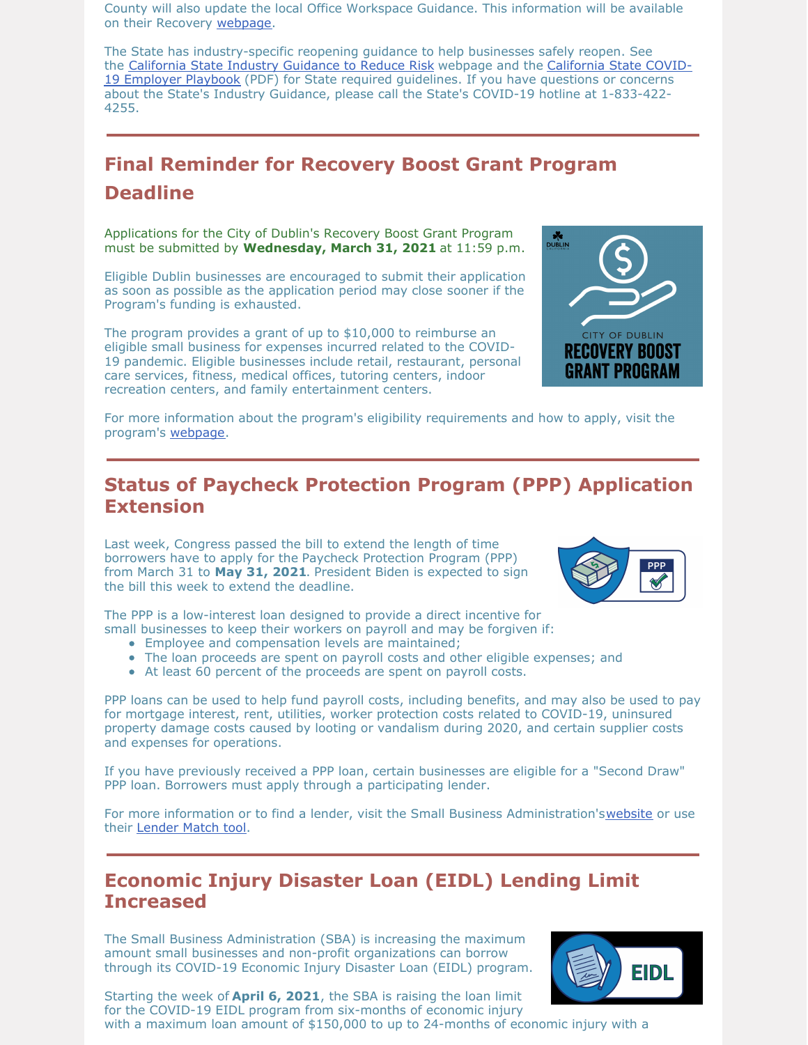County will also update the local Office Workspace Guidance. This information will be available on their Recovery webpage.

The State has industry-specific reopening guidance to help businesses safely reopen. See the California State Industry Guidance to Reduce Risk webpage and the California State COVID-19 Employer Playbook (PDF) for State required guidelines. If you have questions or concerns about the State's Industry Guidance, please call the State's COVID-19 hotline at 1-833-422-4255.

## Final Reminder for Recovery Boost Grant Program Deadline

Applications for the City of Dublin's Recovery Boost Grant Program must be submitted by **Wednesday, March 31, 2021** at 11:59 p.m.

Eligible Dublin businesses are encouraged to submit their application as soon as possible as the application period may close sooner if the Program's funding is exhausted.

The program provides a grant of up to $10,000 to reimburse an eligible small business for expenses incurred related to the COVID-19 pandemic. Eligible businesses include retail, restaurant, personal care services, fitness, medical offices, tutoring centers, indoor recreation centers, and family entertainment centers.

For more information about the program's eligibility requirements and how to apply, visit the program's webpage.

## Status of Paycheck Protection Program (PPP) Application Extension

Last week, Congress passed the bill to extend the length of time borrowers have to apply for the Paycheck Protection Program (PPP) from March 31 to **May 31, 2021**. President Biden is expected to sign the bill this week to extend the deadline.

The PPP is a low-interest loan designed to provide a direct incentive for small businesses to keep their workers on payroll and may be forgiven if:

- Employee and compensation levels are maintained;
- The loan proceeds are spent on payroll costs and other eligible expenses; and
- At least 60 percent of the proceeds are spent on payroll costs.

PPP loans can be used to help fund payroll costs, including benefits, and may also be used to pay for mortgage interest, rent, utilities, worker protection costs related to COVID-19, uninsured property damage costs caused by looting or vandalism during 2020, and certain supplier costs and expenses for operations.

If you have previously received a PPP loan, certain businesses are eligible for a "Second Draw" PPP loan. Borrowers must apply through a participating lender.

For more information or to find a lender, visit the Small Business Administration's website or use their Lender Match tool.

## Economic Injury Disaster Loan (EIDL) Lending Limit Increased

The Small Business Administration (SBA) is increasing the maximum amount small businesses and non-profit organizations can borrow through its COVID-19 Economic Injury Disaster Loan (EIDL) program.

Starting the week of **April 6, 2021**, the SBA is raising the loan limit for the COVID-19 EIDL program from six-months of economic injury with a maximum loan amount of $150,000 to up to 24-months of economic injury with a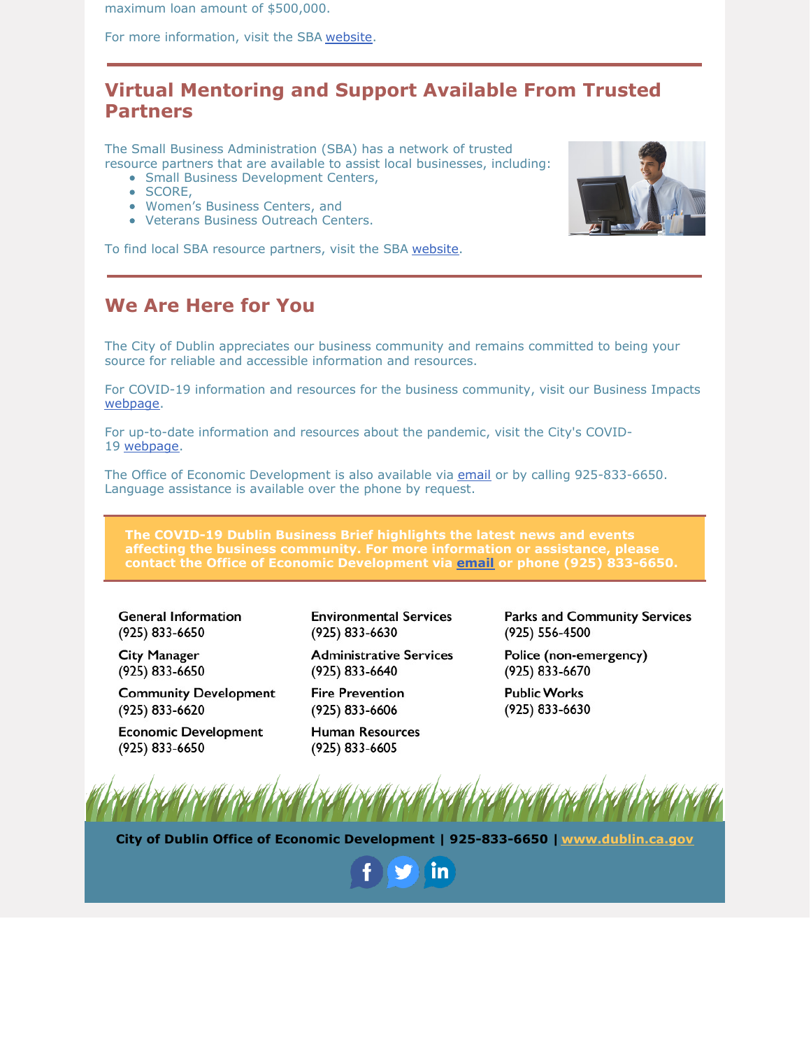maximum loan amount of $500,000.

For more information, visit the SBA website.

## Virtual Mentoring and Support Available From Trusted Partners

The Small Business Administration (SBA) has a network of trusted resource partners that are available to assist local businesses, including:

- Small Business Development Centers,
- SCORE,
- Women's Business Centers, and
- Veterans Business Outreach Centers.

To find local SBA resource partners, visit the SBA website.

## We Are Here for You

The City of Dublin appreciates our business community and remains committed to being your source for reliable and accessible information and resources.

For COVID-19 information and resources for the business community, visit our Business Impacts webpage.

For up-to-date information and resources about the pandemic, visit the City's COVID-19 webpage.

The Office of Economic Development is also available via email or by calling 925-833-6650. Language assistance is available over the phone by request.

**The COVID-19 Dublin Business Brief highlights the latest news and events affecting the business community. For more information or assistance, please contact the Office of Economic Development via email or phone (925) 833-6650.**

General Information
(925) 833-6650

City Manager
(925) 833-6650

Community Development
(925) 833-6620

Economic Development
(925) 833-6650

Environmental Services
(925) 833-6630

Administrative Services
(925) 833-6640

Fire Prevention
(925) 833-6606

Human Resources
(925) 833-6605

Parks and Community Services
(925) 556-4500

Police (non-emergency)
(925) 833-6670

Public Works
(925) 833-6630

**City of Dublin Office of Economic Development | 925-833-6650 | www.dublin.ca.gov**